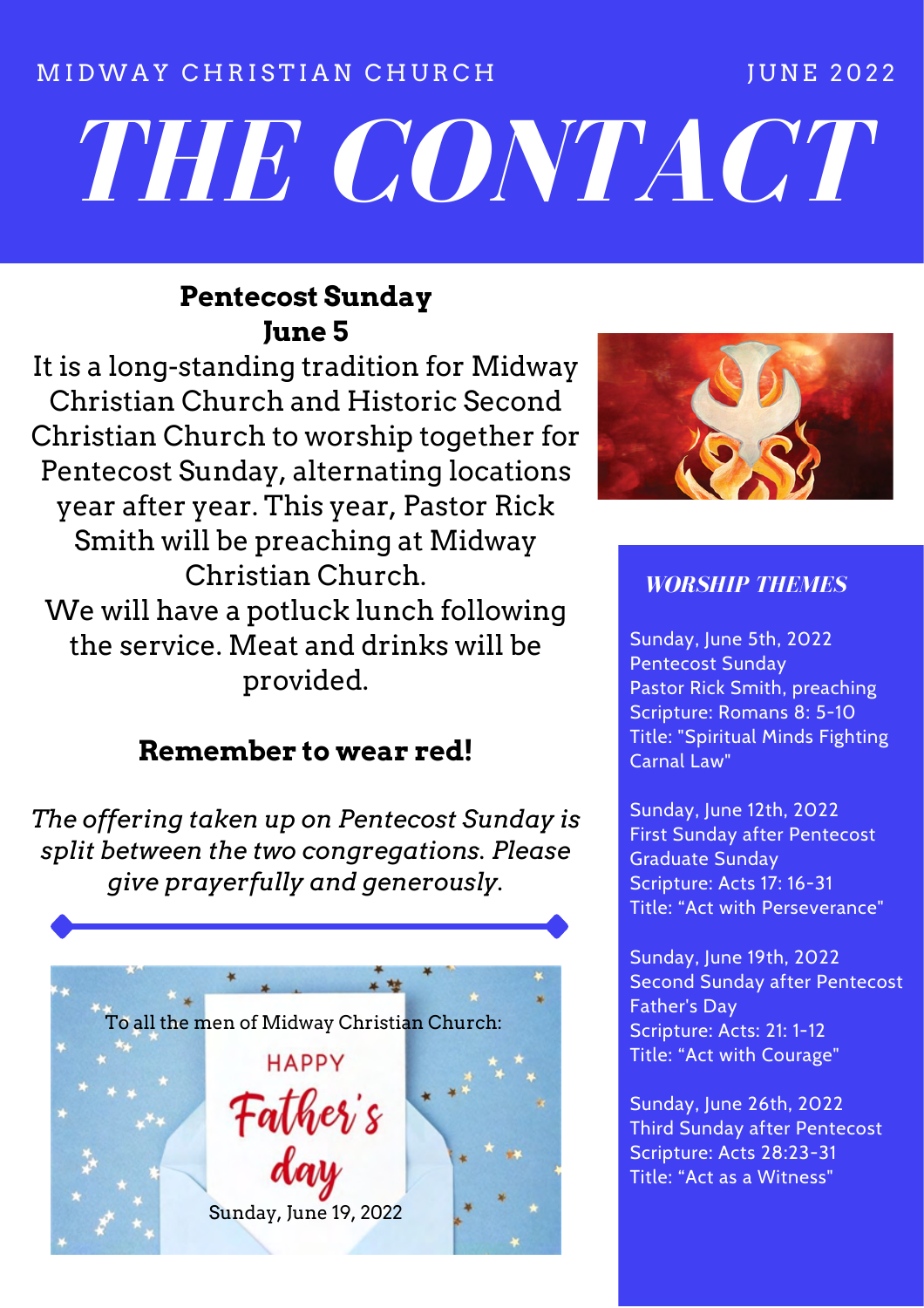MIDWAY CHRISTIAN CHURCH JUNE 2022

# THE CONTACT

## Pentecost Sunday
## June 5

It is a long-standing tradition for Midway Christian Church and Historic Second Christian Church to worship together for Pentecost Sunday, alternating locations year after year. This year, Pastor Rick Smith will be preaching at Midway Christian Church.

We will have a potluck lunch following the service. Meat and drinks will be provided.

**Remember to wear red!**

*The offering taken up on Pentecost Sunday is split between the two congregations. Please give prayerfully and generously.*

To all the men of Midway Christian Church:

HAPPY Father's day

Sunday, June 19, 2022

### *WORSHIP THEMES*

Sunday, June 5th, 2022
Pentecost Sunday
Pastor Rick Smith, preaching
Scripture: Romans 8: 5-10
Title: "Spiritual Minds Fighting Carnal Law"

Sunday, June 12th, 2022
First Sunday after Pentecost
Graduate Sunday
Scripture: Acts 17: 16-31
Title: "Act with Perseverance"

Sunday, June 19th, 2022
Second Sunday after Pentecost
Father's Day
Scripture: Acts: 21: 1-12
Title: "Act with Courage"

Sunday, June 26th, 2022
Third Sunday after Pentecost
Scripture: Acts 28:23-31
Title: "Act as a Witness"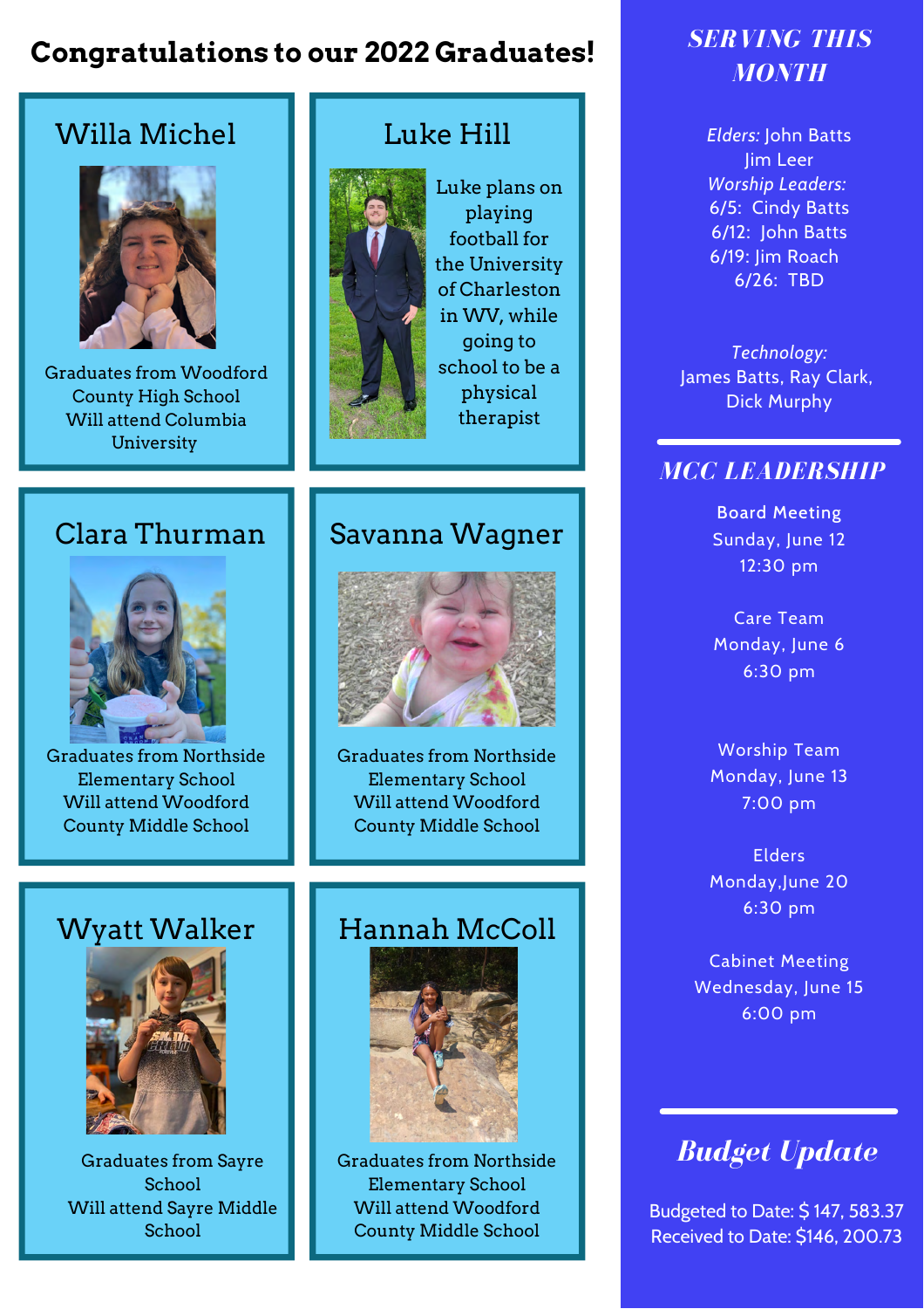# Congratulations to our 2022 Graduates!

### Willa Michel

Graduates from Woodford County High School
Will attend Columbia University

### Luke Hill

Luke plans on playing football for the University of Charleston in WV, while going to school to be a physical therapist

### Clara Thurman

Graduates from Northside Elementary School
Will attend Woodford County Middle School

### Savanna Wagner

Graduates from Northside Elementary School
Will attend Woodford County Middle School

### Wyatt Walker

Graduates from Sayre School
Will attend Sayre Middle School

### Hannah McColl

Graduates from Northside Elementary School
Will attend Woodford County Middle School

## *SERVING THIS MONTH*

*Elders:* John Batts
Jim Leer
*Worship Leaders:*
6/5: Cindy Batts
6/12: John Batts
6/19: Jim Roach
6/26: TBD

*Technology:*
James Batts, Ray Clark, Dick Murphy

## *MCC LEADERSHIP*

Board Meeting
Sunday, June 12
12:30 pm

Care Team
Monday, June 6
6:30 pm

Worship Team
Monday, June 13
7:00 pm

Elders
Monday,June 20
6:30 pm

Cabinet Meeting
Wednesday, June 15
6:00 pm

## *Budget Update*

Budgeted to Date: $ 147, 583.37
Received to Date: $146, 200.73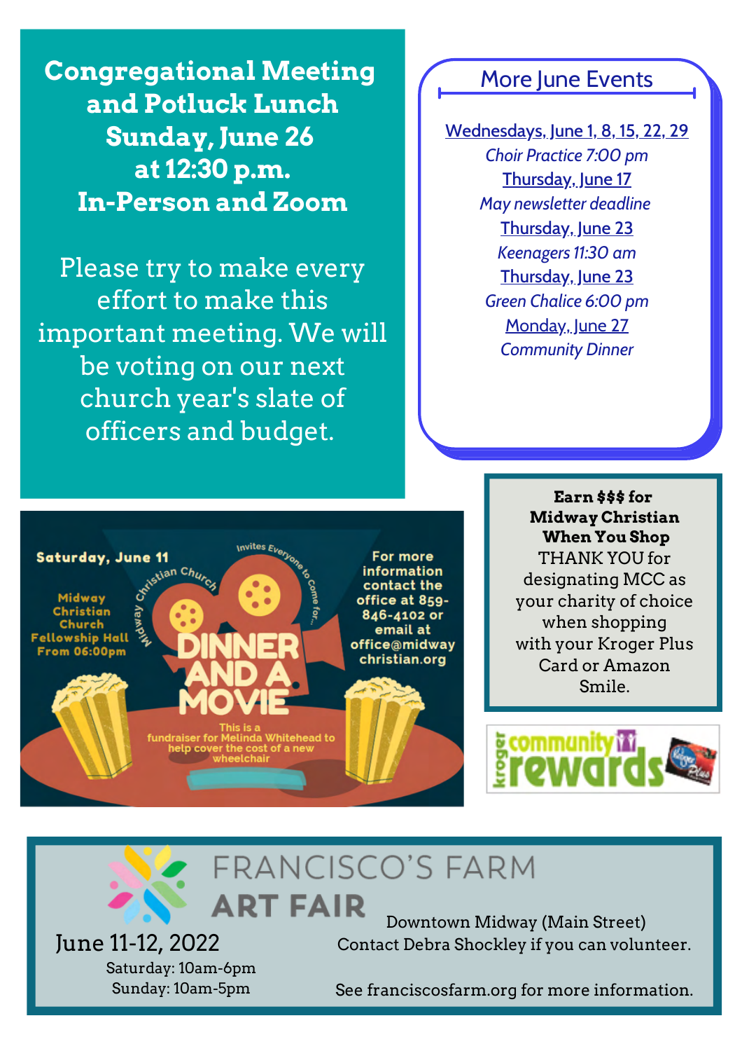## Congregational Meeting and Potluck Lunch
## Sunday, June 26 at 12:30 p.m.
## In-Person and Zoom

Please try to make every effort to make this important meeting. We will be voting on our next church year's slate of officers and budget.

## More June Events

Wednesdays, June 1, 8, 15, 22, 29
*Choir Practice 7:00 pm*

Thursday, June 17
*May newsletter deadline*

Thursday, June 23
*Keenagers 11:30 am*

Thursday, June 23
*Green Chalice 6:00 pm*

Monday, June 27
*Community Dinner*

**Saturday, June 11**

Midway Christian Church Fellowship Hall From 06:00pm

Midway Christian Church Invites Everyone to Come for...

**DINNER AND A MOVIE**

This is a fundraiser for Melinda Whitehead to help cover the cost of a new wheelchair

For more information contact the office at 859-846-4102 or email at office@midwaychristian.org

**Earn $$$ for Midway Christian When You Shop**

THANK YOU for designating MCC as your charity of choice when shopping with your Kroger Plus Card or Amazon Smile.

Kroger community rewards

## FRANCISCO'S FARM ART FAIR

June 11-12, 2022
Saturday: 10am-6pm
Sunday: 10am-5pm

Downtown Midway (Main Street)
Contact Debra Shockley if you can volunteer.

See franciscosfarm.org for more information.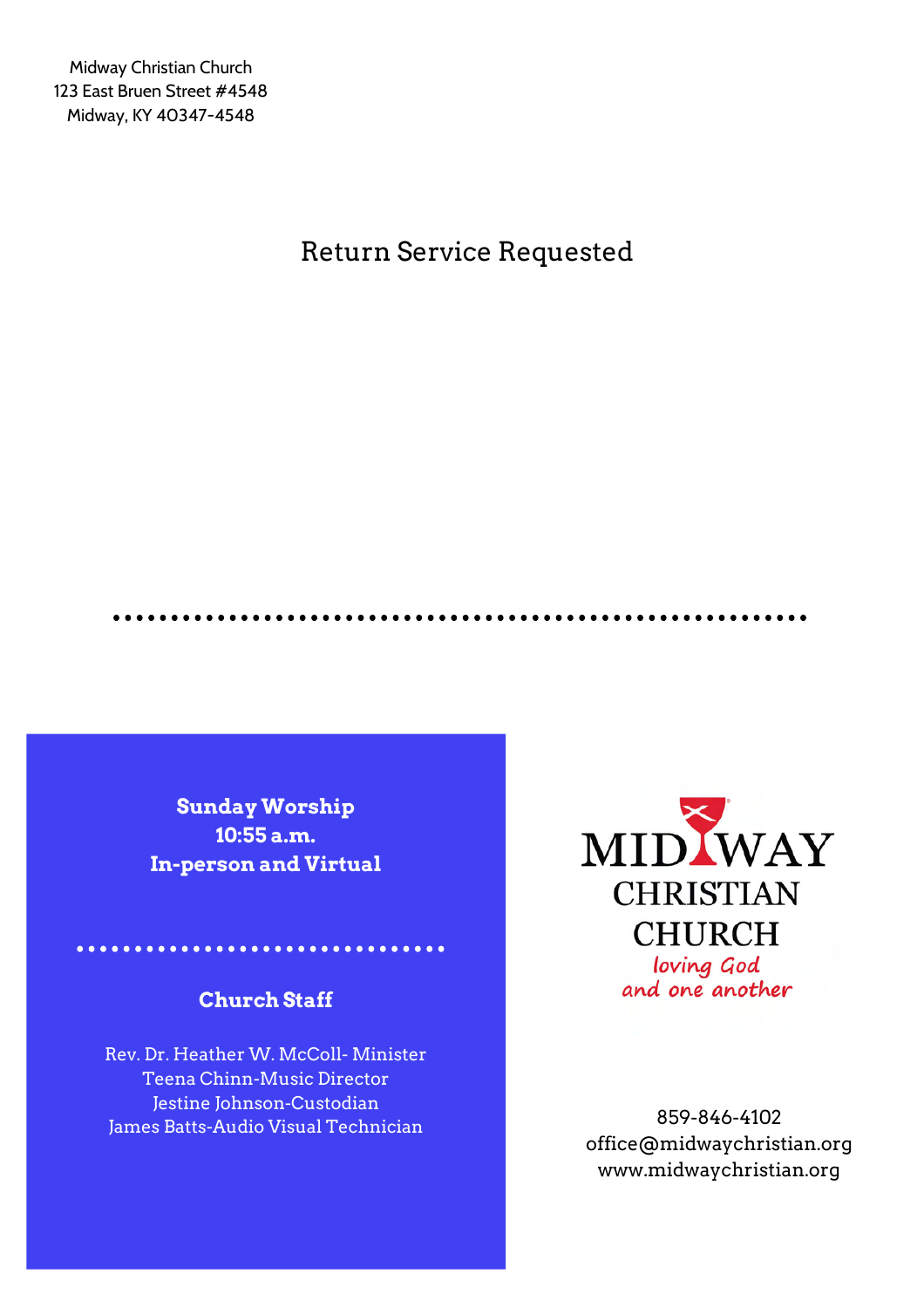Midway Christian Church
123 East Bruen Street #4548
Midway, KY 40347-4548

Return Service Requested

**Sunday Worship**
**10:55 a.m.**
**In-person and Virtual**

## Church Staff

Rev. Dr. Heather W. McColl- Minister
Teena Chinn-Music Director
Jestine Johnson-Custodian
James Batts-Audio Visual Technician

MIDWAY CHRISTIAN CHURCH
*loving God and one another*

859-846-4102
office@midwaychristian.org
www.midwaychristian.org